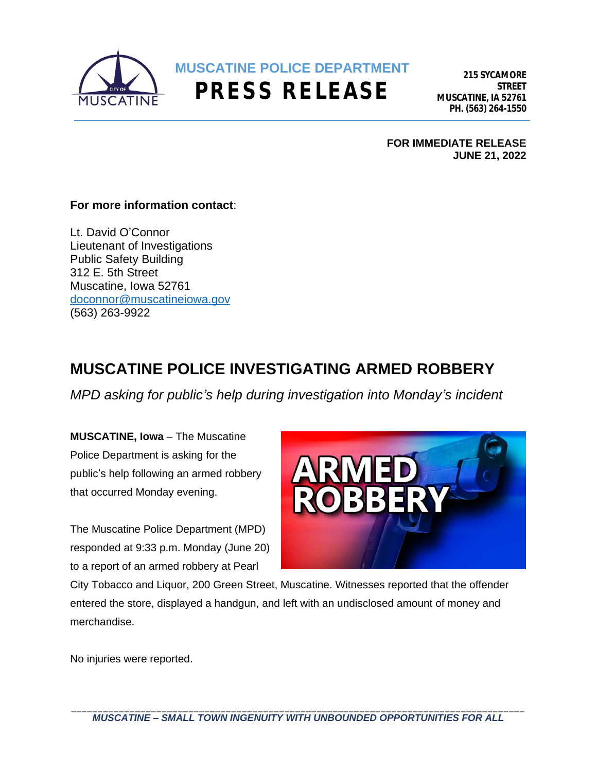**MUSCATINE POLICE DEPARTMENT**

# PRESS RELEASE

**215 SYCAMORE STREET**
**MUSCATINE, IA 52761**
**PH. (563) 264-1550**

**FOR IMMEDIATE RELEASE**
**JUNE 21, 2022**

**For more information contact**:

Lt. David O'Connor
Lieutenant of Investigations
Public Safety Building
312 E. 5th Street
Muscatine, Iowa 52761
doconnor@muscatineiowa.gov
(563) 263-9922

## MUSCATINE POLICE INVESTIGATING ARMED ROBBERY

*MPD asking for public's help during investigation into Monday's incident*

**MUSCATINE, Iowa** – The Muscatine Police Department is asking for the public's help following an armed robbery that occurred Monday evening.

The Muscatine Police Department (MPD) responded at 9:33 p.m. Monday (June 20) to a report of an armed robbery at Pearl City Tobacco and Liquor, 200 Green Street, Muscatine. Witnesses reported that the offender entered the store, displayed a handgun, and left with an undisclosed amount of money and merchandise.

No injuries were reported.

*MUSCATINE – SMALL TOWN INGENUITY WITH UNBOUNDED OPPORTUNITIES FOR ALL*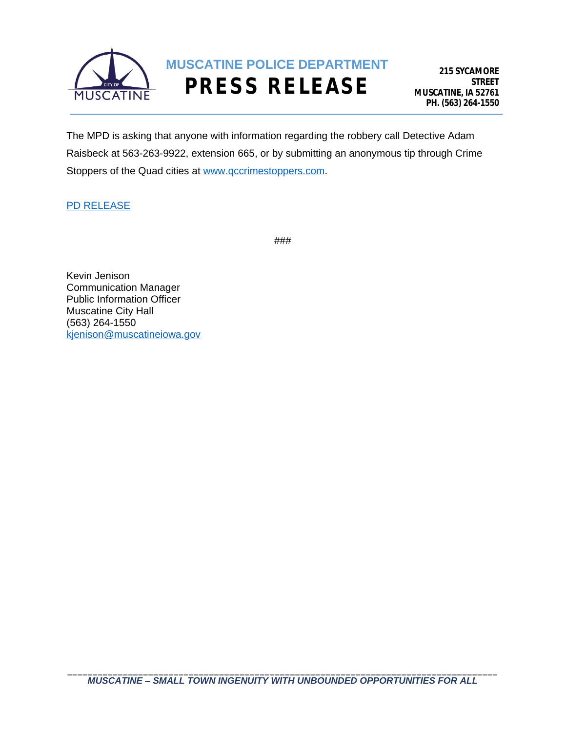The MPD is asking that anyone with information regarding the robbery call Detective Adam Raisbeck at 563-263-9922, extension 665, or by submitting an anonymous tip through Crime Stoppers of the Quad cities at [www.qccrimestoppers.com](http://www.qccrimestoppers.com).

[PD RELEASE]()

###

Kevin Jenison
Communication Manager
Public Information Officer
Muscatine City Hall
(563) 264-1550
[kjenison@muscatineiowa.gov](mailto:kjenison@muscatineiowa.gov)